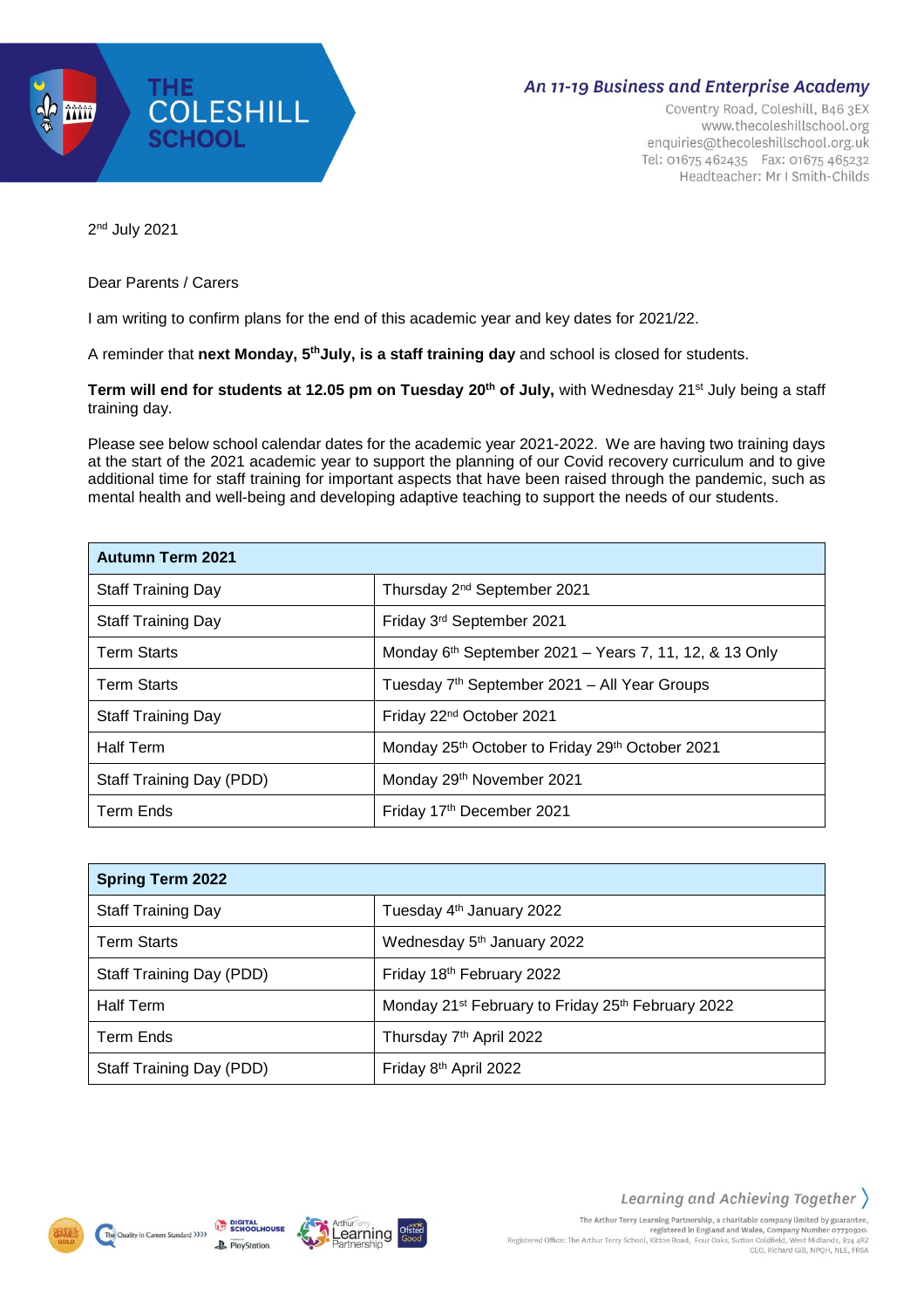**THE COLESHILL SCHOOL**

*An 11-19 Business and Enterprise Academy*

Coventry Road, Coleshill, B46 3EX
www.thecoleshillschool.org
enquiries@thecoleshillschool.org.uk
Tel: 01675 462435 Fax: 01675 465232
Headteacher: Mr I Smith-Childs

2nd July 2021

Dear Parents / Carers

I am writing to confirm plans for the end of this academic year and key dates for 2021/22.

A reminder that **next Monday, 5th July, is a staff training day** and school is closed for students.

**Term will end for students at 12.05 pm on Tuesday 20th of July,** with Wednesday 21st July being a staff training day.

Please see below school calendar dates for the academic year 2021-2022. We are having two training days at the start of the 2021 academic year to support the planning of our Covid recovery curriculum and to give additional time for staff training for important aspects that have been raised through the pandemic, such as mental health and well-being and developing adaptive teaching to support the needs of our students.

| **Autumn Term 2021** | |
|---|---|
| Staff Training Day | Thursday 2nd September 2021 |
| Staff Training Day | Friday 3rd September 2021 |
| Term Starts | Monday 6th September 2021 – Years 7, 11, 12, & 13 Only |
| Term Starts | Tuesday 7th September 2021 – All Year Groups |
| Staff Training Day | Friday 22nd October 2021 |
| Half Term | Monday 25th October to Friday 29th October 2021 |
| Staff Training Day (PDD) | Monday 29th November 2021 |
| Term Ends | Friday 17th December 2021 |

| **Spring Term 2022** | |
|---|---|
| Staff Training Day | Tuesday 4th January 2022 |
| Term Starts | Wednesday 5th January 2022 |
| Staff Training Day (PDD) | Friday 18th February 2022 |
| Half Term | Monday 21st February to Friday 25th February 2022 |
| Term Ends | Thursday 7th April 2022 |
| Staff Training Day (PDD) | Friday 8th April 2022 |

*Learning and Achieving Together*

The Arthur Terry Learning Partnership, a charitable company limited by guarantee, registered in England and Wales, Company Number 07730920.
Registered Office: The Arthur Terry School, Kittoe Road, Four Oaks, Sutton Coldfield, West Midlands, B74 4RZ
CEO, Richard Gill, NPQH, NLE, FRSA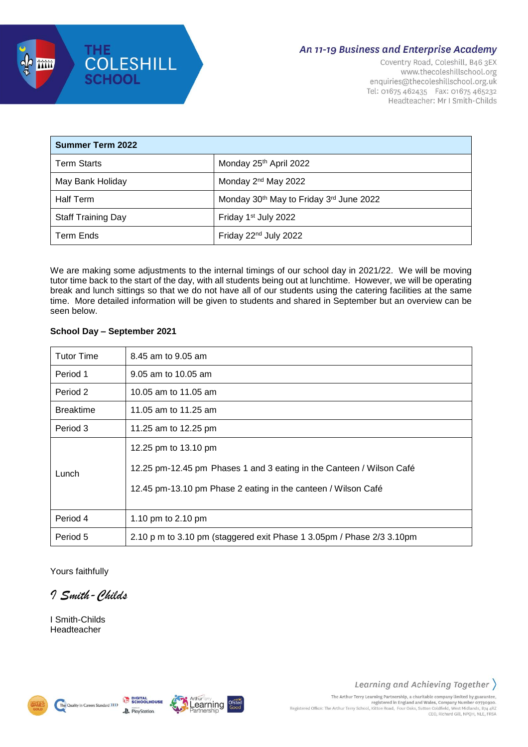The Coleshill School

*An 11-19 Business and Enterprise Academy*

Coventry Road, Coleshill, B46 3EX
www.thecoleshillschool.org
enquiries@thecoleshillschool.org.uk
Tel: 01675 462435 Fax: 01675 465232
Headteacher: Mr I Smith-Childs

| **Summer Term 2022** | |
|---|---|
| Term Starts | Monday 25th April 2022 |
| May Bank Holiday | Monday 2nd May 2022 |
| Half Term | Monday 30th May to Friday 3rd June 2022 |
| Staff Training Day | Friday 1st July 2022 |
| Term Ends | Friday 22nd July 2022 |

We are making some adjustments to the internal timings of our school day in 2021/22. We will be moving tutor time back to the start of the day, with all students being out at lunchtime. However, we will be operating break and lunch sittings so that we do not have all of our students using the catering facilities at the same time. More detailed information will be given to students and shared in September but an overview can be seen below.

**School Day – September 2021**

| | |
|---|---|
| Tutor Time | 8.45 am to 9.05 am |
| Period 1 | 9.05 am to 10.05 am |
| Period 2 | 10.05 am to 11.05 am |
| Breaktime | 11.05 am to 11.25 am |
| Period 3 | 11.25 am to 12.25 pm |
| Lunch | 12.25 pm to 13.10 pm<br>12.25 pm-12.45 pm Phases 1 and 3 eating in the Canteen / Wilson Café<br>12.45 pm-13.10 pm Phase 2 eating in the canteen / Wilson Café |
| Period 4 | 1.10 pm to 2.10 pm |
| Period 5 | 2.10 p m to 3.10 pm (staggered exit Phase 1 3.05pm / Phase 2/3 3.10pm |

Yours faithfully

*I Smith-Childs*

I Smith-Childs
Headteacher

*Learning and Achieving Together*

The Arthur Terry Learning Partnership, a charitable company limited by guarantee, registered in England and Wales, Company Number 07730920.
Registered Office: The Arthur Terry School, Kittoe Road, Four Oaks, Sutton Coldfield, West Midlands, B74 4RZ
CEO, Richard Gill, NPQH, NLE, FRSA